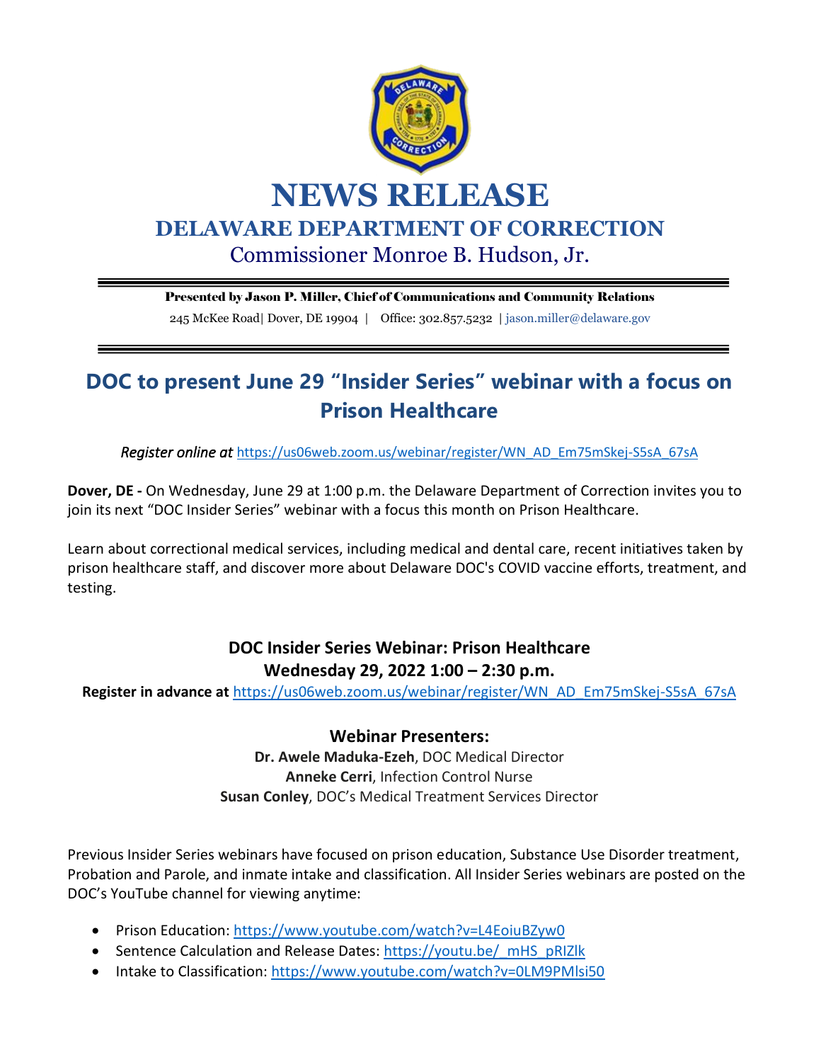# NEWS RELEASE

## DELAWARE DEPARTMENT OF CORRECTION

Commissioner Monroe B. Hudson, Jr.

**Presented by Jason P. Miller, Chief of Communications and Community Relations**

245 McKee Road| Dover, DE 19904 | Office: 302.857.5232 | jason.miller@delaware.gov

## DOC to present June 29 "Insider Series" webinar with a focus on Prison Healthcare

*Register online at* https://us06web.zoom.us/webinar/register/WN_AD_Em75mSkej-S5sA_67sA

**Dover, DE -** On Wednesday, June 29 at 1:00 p.m. the Delaware Department of Correction invites you to join its next "DOC Insider Series" webinar with a focus this month on Prison Healthcare.

Learn about correctional medical services, including medical and dental care, recent initiatives taken by prison healthcare staff, and discover more about Delaware DOC's COVID vaccine efforts, treatment, and testing.

**DOC Insider Series Webinar: Prison Healthcare**
**Wednesday 29, 2022 1:00 – 2:30 p.m.**
**Register in advance at** https://us06web.zoom.us/webinar/register/WN_AD_Em75mSkej-S5sA_67sA

### Webinar Presenters:

**Dr. Awele Maduka-Ezeh**, DOC Medical Director
**Anneke Cerri**, Infection Control Nurse
**Susan Conley**, DOC's Medical Treatment Services Director

Previous Insider Series webinars have focused on prison education, Substance Use Disorder treatment, Probation and Parole, and inmate intake and classification. All Insider Series webinars are posted on the DOC's YouTube channel for viewing anytime:

- Prison Education: https://www.youtube.com/watch?v=L4EoiuBZyw0
- Sentence Calculation and Release Dates: https://youtu.be/_mHS_pRIZlk
- Intake to Classification: https://www.youtube.com/watch?v=0LM9PMlsi50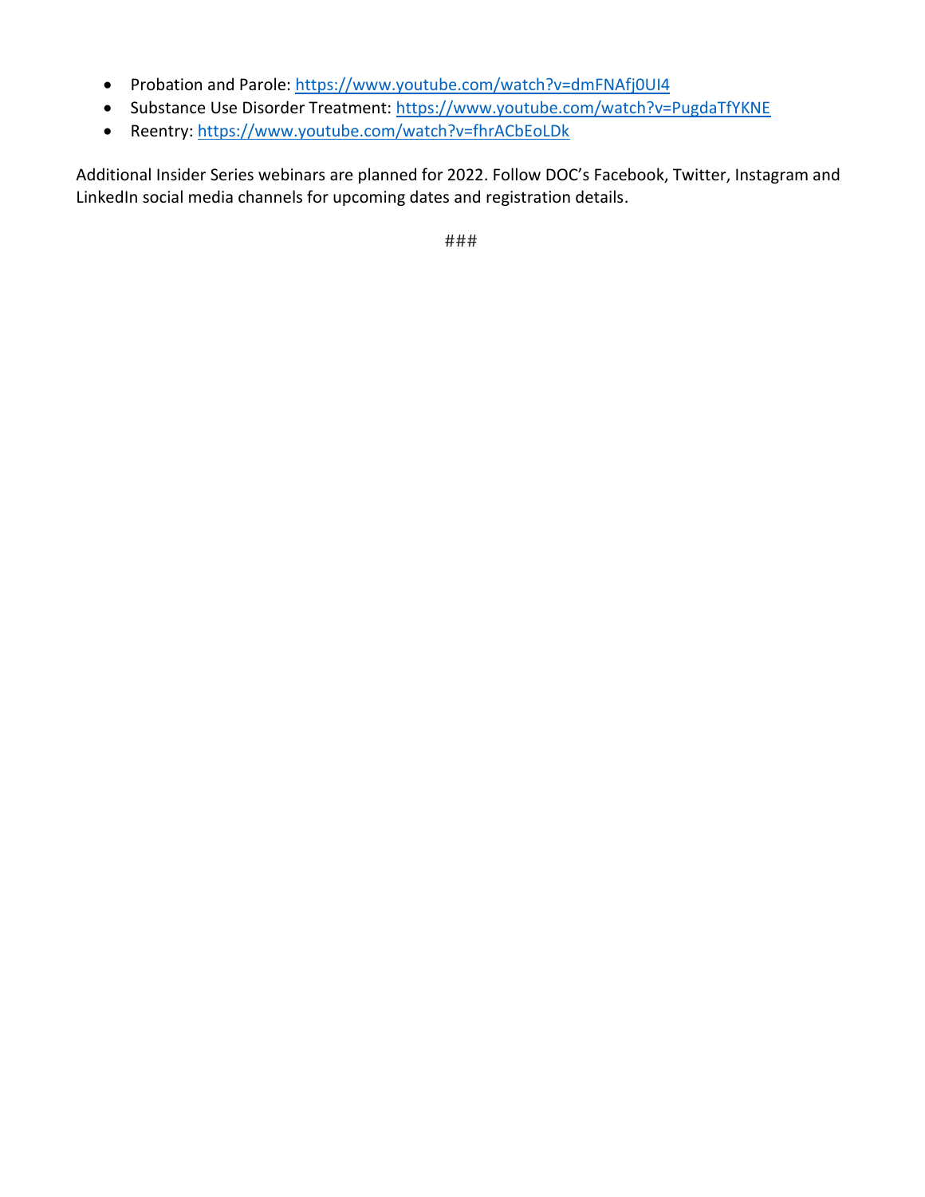- Probation and Parole: https://www.youtube.com/watch?v=dmFNAfj0UI4
- Substance Use Disorder Treatment: https://www.youtube.com/watch?v=PugdaTfYKNE
- Reentry: https://www.youtube.com/watch?v=fhrACbEoLDk

Additional Insider Series webinars are planned for 2022. Follow DOC's Facebook, Twitter, Instagram and LinkedIn social media channels for upcoming dates and registration details.

###